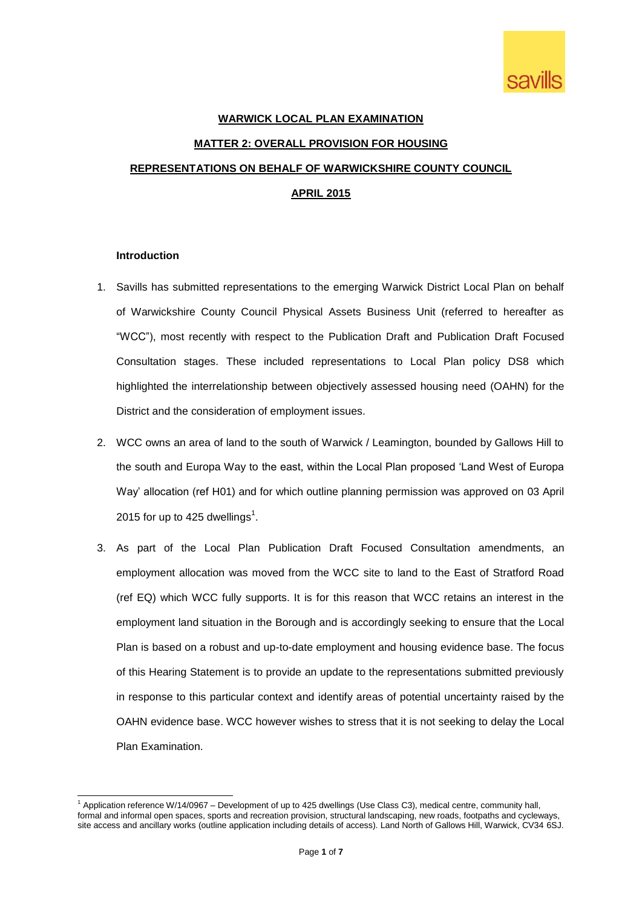# WARWICK LOCAL PLAN EXAMINATION

## MATTER 2: OVERALL PROVISION FOR HOUSING

## REPRESENTATIONS ON BEHALF OF WARWICKSHIRE COUNTY COUNCIL

## APRIL 2015

### Introduction

1. Savills has submitted representations to the emerging Warwick District Local Plan on behalf of Warwickshire County Council Physical Assets Business Unit (referred to hereafter as "WCC"), most recently with respect to the Publication Draft and Publication Draft Focused Consultation stages. These included representations to Local Plan policy DS8 which highlighted the interrelationship between objectively assessed housing need (OAHN) for the District and the consideration of employment issues.

2. WCC owns an area of land to the south of Warwick / Leamington, bounded by Gallows Hill to the south and Europa Way to the east, within the Local Plan proposed 'Land West of Europa Way' allocation (ref H01) and for which outline planning permission was approved on 03 April 2015 for up to 425 dwellings[1].

3. As part of the Local Plan Publication Draft Focused Consultation amendments, an employment allocation was moved from the WCC site to land to the East of Stratford Road (ref EQ) which WCC fully supports. It is for this reason that WCC retains an interest in the employment land situation in the Borough and is accordingly seeking to ensure that the Local Plan is based on a robust and up-to-date employment and housing evidence base. The focus of this Hearing Statement is to provide an update to the representations submitted previously in response to this particular context and identify areas of potential uncertainty raised by the OAHN evidence base. WCC however wishes to stress that it is not seeking to delay the Local Plan Examination.

[1] Application reference W/14/0967 – Development of up to 425 dwellings (Use Class C3), medical centre, community hall, formal and informal open spaces, sports and recreation provision, structural landscaping, new roads, footpaths and cycleways, site access and ancillary works (outline application including details of access). Land North of Gallows Hill, Warwick, CV34 6SJ.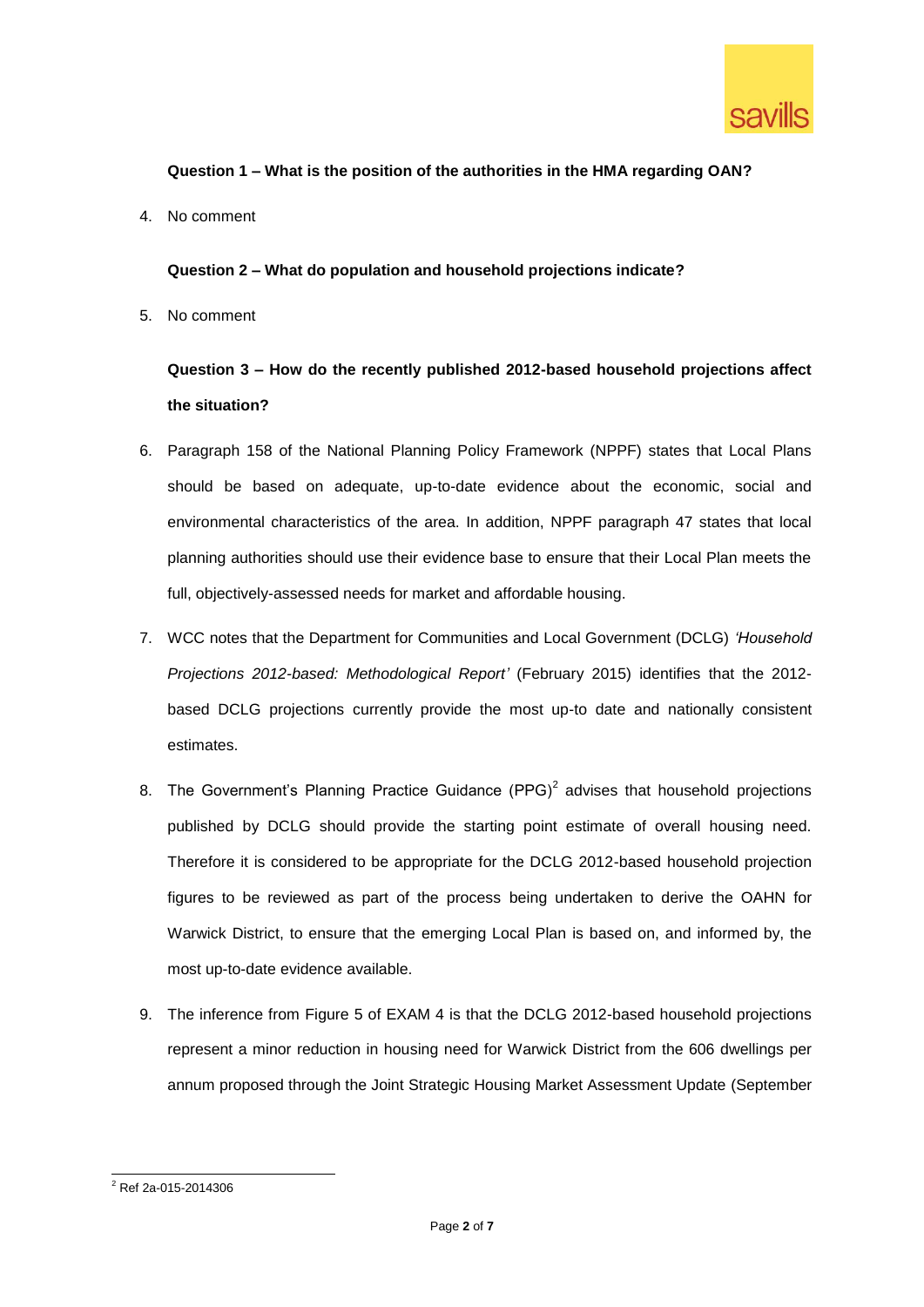**Question 1 – What is the position of the authorities in the HMA regarding OAN?**

4. No comment

**Question 2 – What do population and household projections indicate?**

5. No comment

**Question 3 – How do the recently published 2012-based household projections affect the situation?**

6. Paragraph 158 of the National Planning Policy Framework (NPPF) states that Local Plans should be based on adequate, up-to-date evidence about the economic, social and environmental characteristics of the area. In addition, NPPF paragraph 47 states that local planning authorities should use their evidence base to ensure that their Local Plan meets the full, objectively-assessed needs for market and affordable housing.

7. WCC notes that the Department for Communities and Local Government (DCLG) *'Household Projections 2012-based: Methodological Report'* (February 2015) identifies that the 2012-based DCLG projections currently provide the most up-to date and nationally consistent estimates.

8. The Government's Planning Practice Guidance (PPG)[2] advises that household projections published by DCLG should provide the starting point estimate of overall housing need. Therefore it is considered to be appropriate for the DCLG 2012-based household projection figures to be reviewed as part of the process being undertaken to derive the OAHN for Warwick District, to ensure that the emerging Local Plan is based on, and informed by, the most up-to-date evidence available.

9. The inference from Figure 5 of EXAM 4 is that the DCLG 2012-based household projections represent a minor reduction in housing need for Warwick District from the 606 dwellings per annum proposed through the Joint Strategic Housing Market Assessment Update (September

---

[2] Ref 2a-015-2014306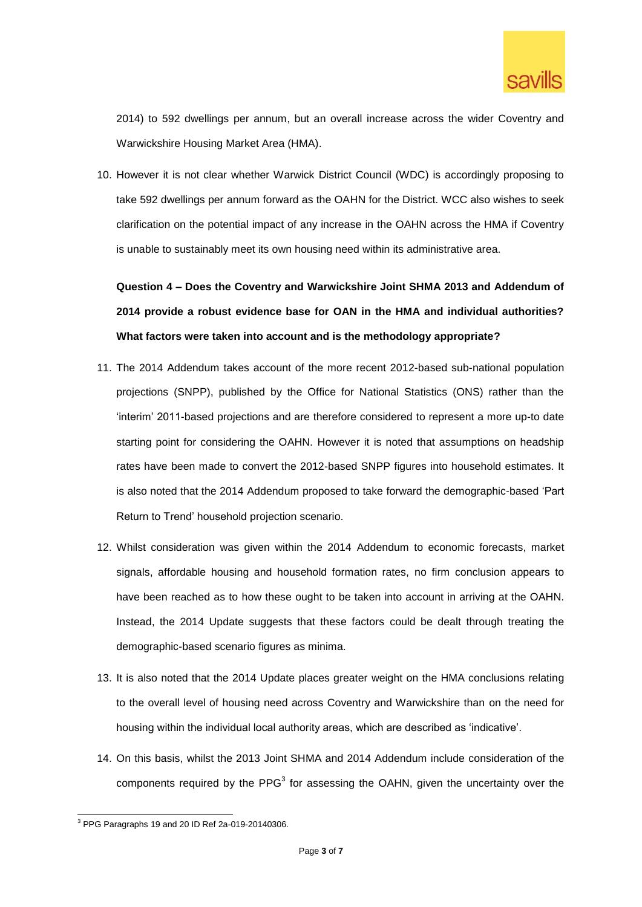2014) to 592 dwellings per annum, but an overall increase across the wider Coventry and Warwickshire Housing Market Area (HMA).

10. However it is not clear whether Warwick District Council (WDC) is accordingly proposing to take 592 dwellings per annum forward as the OAHN for the District. WCC also wishes to seek clarification on the potential impact of any increase in the OAHN across the HMA if Coventry is unable to sustainably meet its own housing need within its administrative area.

**Question 4 – Does the Coventry and Warwickshire Joint SHMA 2013 and Addendum of 2014 provide a robust evidence base for OAN in the HMA and individual authorities? What factors were taken into account and is the methodology appropriate?**

11. The 2014 Addendum takes account of the more recent 2012-based sub-national population projections (SNPP), published by the Office for National Statistics (ONS) rather than the 'interim' 2011-based projections and are therefore considered to represent a more up-to date starting point for considering the OAHN. However it is noted that assumptions on headship rates have been made to convert the 2012-based SNPP figures into household estimates. It is also noted that the 2014 Addendum proposed to take forward the demographic-based 'Part Return to Trend' household projection scenario.

12. Whilst consideration was given within the 2014 Addendum to economic forecasts, market signals, affordable housing and household formation rates, no firm conclusion appears to have been reached as to how these ought to be taken into account in arriving at the OAHN. Instead, the 2014 Update suggests that these factors could be dealt through treating the demographic-based scenario figures as minima.

13. It is also noted that the 2014 Update places greater weight on the HMA conclusions relating to the overall level of housing need across Coventry and Warwickshire than on the need for housing within the individual local authority areas, which are described as 'indicative'.

14. On this basis, whilst the 2013 Joint SHMA and 2014 Addendum include consideration of the components required by the PPG[3] for assessing the OAHN, given the uncertainty over the

[3] PPG Paragraphs 19 and 20 ID Ref 2a-019-20140306.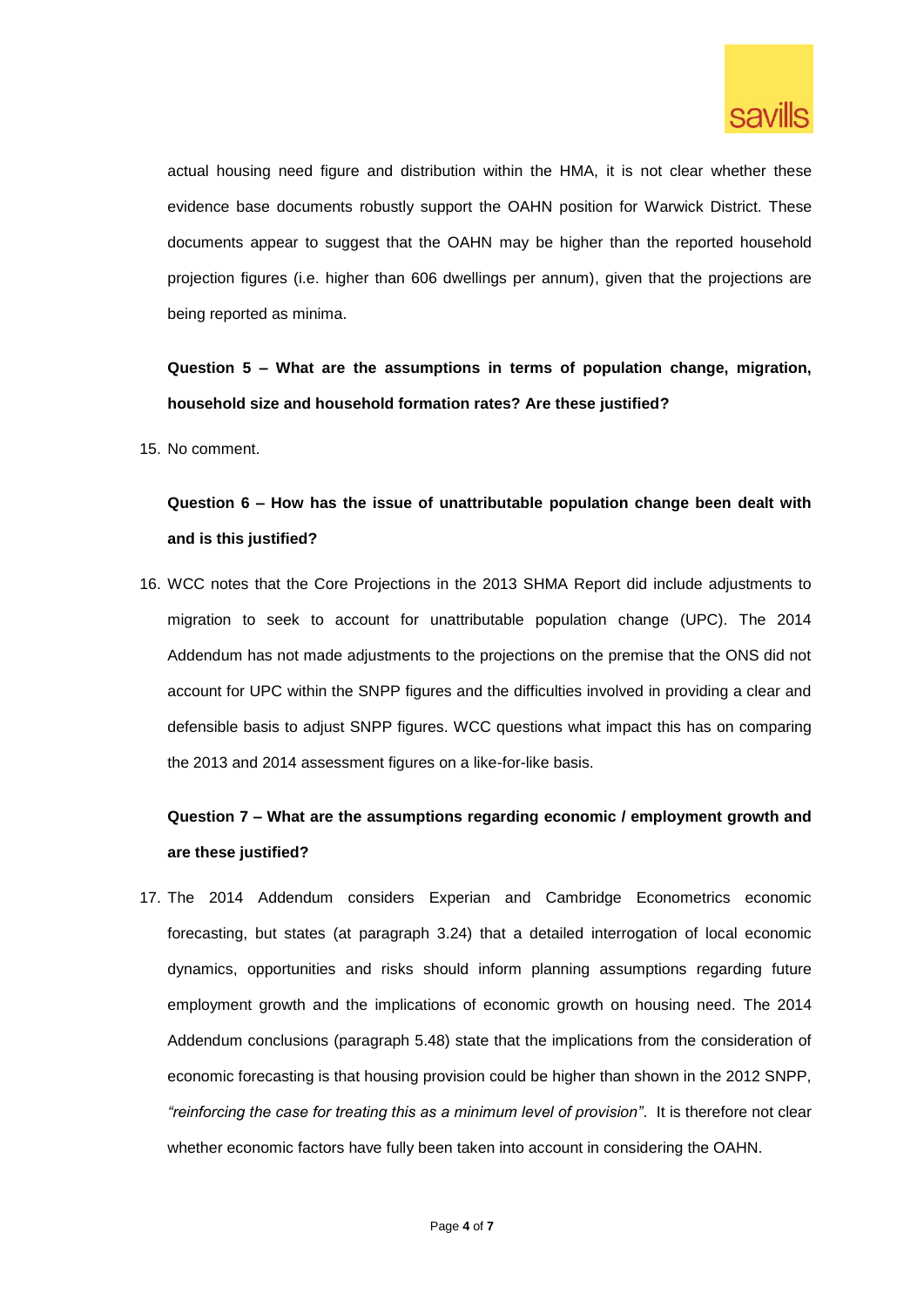actual housing need figure and distribution within the HMA, it is not clear whether these evidence base documents robustly support the OAHN position for Warwick District. These documents appear to suggest that the OAHN may be higher than the reported household projection figures (i.e. higher than 606 dwellings per annum), given that the projections are being reported as minima.

**Question 5 – What are the assumptions in terms of population change, migration, household size and household formation rates? Are these justified?**

15. No comment.

**Question 6 – How has the issue of unattributable population change been dealt with and is this justified?**

16. WCC notes that the Core Projections in the 2013 SHMA Report did include adjustments to migration to seek to account for unattributable population change (UPC). The 2014 Addendum has not made adjustments to the projections on the premise that the ONS did not account for UPC within the SNPP figures and the difficulties involved in providing a clear and defensible basis to adjust SNPP figures. WCC questions what impact this has on comparing the 2013 and 2014 assessment figures on a like-for-like basis.

**Question 7 – What are the assumptions regarding economic / employment growth and are these justified?**

17. The 2014 Addendum considers Experian and Cambridge Econometrics economic forecasting, but states (at paragraph 3.24) that a detailed interrogation of local economic dynamics, opportunities and risks should inform planning assumptions regarding future employment growth and the implications of economic growth on housing need. The 2014 Addendum conclusions (paragraph 5.48) state that the implications from the consideration of economic forecasting is that housing provision could be higher than shown in the 2012 SNPP, *"reinforcing the case for treating this as a minimum level of provision"*. It is therefore not clear whether economic factors have fully been taken into account in considering the OAHN.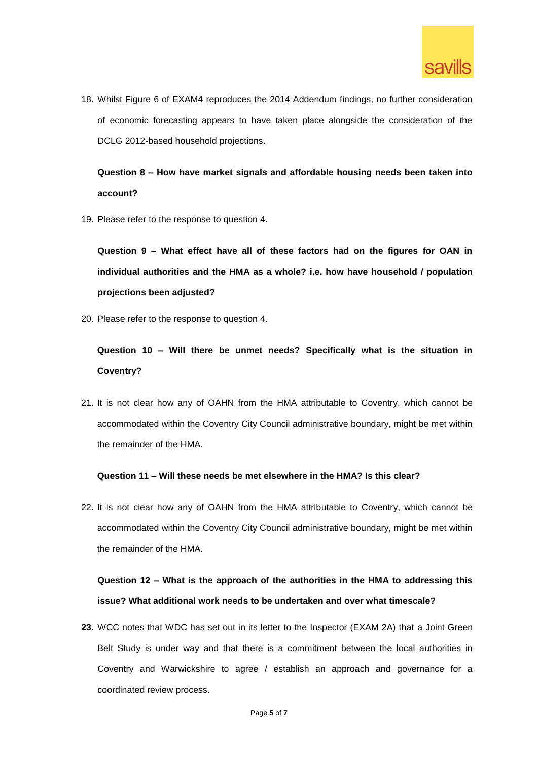18. Whilst Figure 6 of EXAM4 reproduces the 2014 Addendum findings, no further consideration of economic forecasting appears to have taken place alongside the consideration of the DCLG 2012-based household projections.

**Question 8 – How have market signals and affordable housing needs been taken into account?**

19. Please refer to the response to question 4.

**Question 9 – What effect have all of these factors had on the figures for OAN in individual authorities and the HMA as a whole? i.e. how have household / population projections been adjusted?**

20. Please refer to the response to question 4.

**Question 10 – Will there be unmet needs? Specifically what is the situation in Coventry?**

21. It is not clear how any of OAHN from the HMA attributable to Coventry, which cannot be accommodated within the Coventry City Council administrative boundary, might be met within the remainder of the HMA.

**Question 11 – Will these needs be met elsewhere in the HMA? Is this clear?**

22. It is not clear how any of OAHN from the HMA attributable to Coventry, which cannot be accommodated within the Coventry City Council administrative boundary, might be met within the remainder of the HMA.

**Question 12 – What is the approach of the authorities in the HMA to addressing this issue? What additional work needs to be undertaken and over what timescale?**

**23.** WCC notes that WDC has set out in its letter to the Inspector (EXAM 2A) that a Joint Green Belt Study is under way and that there is a commitment between the local authorities in Coventry and Warwickshire to agree / establish an approach and governance for a coordinated review process.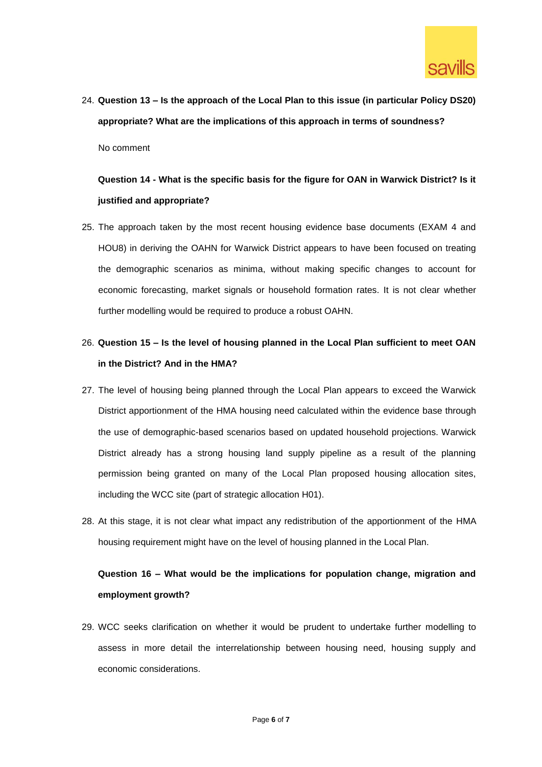24. **Question 13 – Is the approach of the Local Plan to this issue (in particular Policy DS20) appropriate? What are the implications of this approach in terms of soundness?**

    No comment

    **Question 14 - What is the specific basis for the figure for OAN in Warwick District? Is it justified and appropriate?**

25. The approach taken by the most recent housing evidence base documents (EXAM 4 and HOU8) in deriving the OAHN for Warwick District appears to have been focused on treating the demographic scenarios as minima, without making specific changes to account for economic forecasting, market signals or household formation rates. It is not clear whether further modelling would be required to produce a robust OAHN.

26. **Question 15 – Is the level of housing planned in the Local Plan sufficient to meet OAN in the District? And in the HMA?**

27. The level of housing being planned through the Local Plan appears to exceed the Warwick District apportionment of the HMA housing need calculated within the evidence base through the use of demographic-based scenarios based on updated household projections. Warwick District already has a strong housing land supply pipeline as a result of the planning permission being granted on many of the Local Plan proposed housing allocation sites, including the WCC site (part of strategic allocation H01).

28. At this stage, it is not clear what impact any redistribution of the apportionment of the HMA housing requirement might have on the level of housing planned in the Local Plan.

    **Question 16 – What would be the implications for population change, migration and employment growth?**

29. WCC seeks clarification on whether it would be prudent to undertake further modelling to assess in more detail the interrelationship between housing need, housing supply and economic considerations.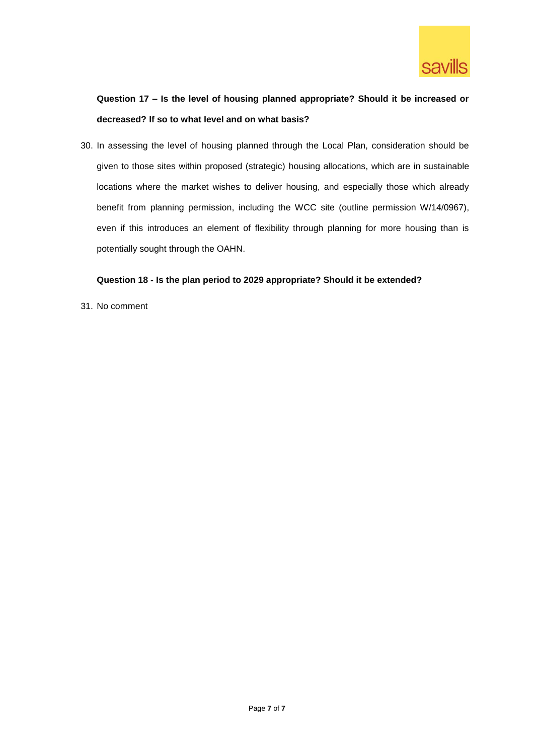**Question 17 – Is the level of housing planned appropriate? Should it be increased or decreased? If so to what level and on what basis?**

30. In assessing the level of housing planned through the Local Plan, consideration should be given to those sites within proposed (strategic) housing allocations, which are in sustainable locations where the market wishes to deliver housing, and especially those which already benefit from planning permission, including the WCC site (outline permission W/14/0967), even if this introduces an element of flexibility through planning for more housing than is potentially sought through the OAHN.

**Question 18 - Is the plan period to 2029 appropriate? Should it be extended?**

31. No comment